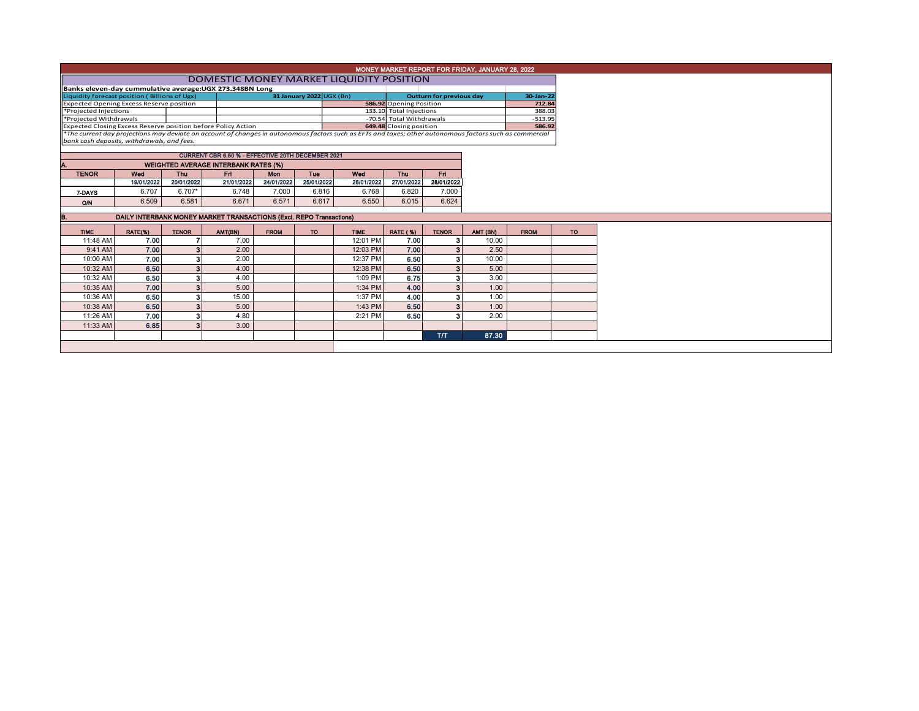# MONEY MARKET REPORT FOR FRIDAY, JANUARY 28, 2022

## DOMESTIC MONEY MARKET LIQUIDITY POSITION

**Banks eleven-day cummulative average:UGX 273.348BN Long**

| Liquidity forecast position ( Billions of Ugx) | 31 January 2022 UGX (Bn) | Outturn for previous day | 30-Jan-22 |
|---|---|---|---|
| Expected Opening Excess Reserve position | 586.92 | Opening Position | 712.84 |
| *Projected Injections | 133.10 | Total Injections | 388.03 |
| *Projected Withdrawals | -70.54 | Total Withdrawals | -513.95 |
| Expected Closing Excess Reserve position before Policy Action | 649.48 | Closing position | 586.92 |

*The current day projections may deviate on account of changes in autonomous factors such as EFTs and taxes; other autonomous factors such as commercial bank cash deposits, withdrawals, and fees.*

**CURRENT CBR 6.50 % - EFFECTIVE 20TH DECEMBER 2021**

### A. WEIGHTED AVERAGE INTERBANK RATES (%)

| TENOR | Wed 19/01/2022 | Thu 20/01/2022 | Fri 21/01/2022 | Mon 24/01/2022 | Tue 25/01/2022 | Wed 26/01/2022 | Thu 27/01/2022 | Fri 28/01/2022 |
|---|---|---|---|---|---|---|---|---|
| 7-DAYS | 6.707 | 6.707* | 6.748 | 7.000 | 6.816 | 6.768 | 6.820 | 7.000 |
| O/N | 6.509 | 6.581 | 6.671 | 6.571 | 6.617 | 6.550 | 6.015 | 6.624 |

### B. DAILY INTERBANK MONEY MARKET TRANSACTIONS (Excl. REPO Transactions)

| TIME | RATE(%) | TENOR | AMT(BN) | FROM | TO | TIME | RATE (%) | TENOR | AMT (BN) | FROM | TO |
|---|---|---|---|---|---|---|---|---|---|---|---|
| 11:48 AM | 7.00 | 7 | 7.00 | | | 12:01 PM | 7.00 | 3 | 10.00 | | |
| 9:41 AM | 7.00 | 3 | 2.00 | | | 12:03 PM | 7.00 | 3 | 2.50 | | |
| 10:00 AM | 7.00 | 3 | 2.00 | | | 12:37 PM | 6.50 | 3 | 10.00 | | |
| 10:32 AM | 6.50 | 3 | 4.00 | | | 12:38 PM | 6.50 | 3 | 5.00 | | |
| 10:32 AM | 6.50 | 3 | 4.00 | | | 1:09 PM | 6.75 | 3 | 3.00 | | |
| 10:35 AM | 7.00 | 3 | 5.00 | | | 1:34 PM | 4.00 | 3 | 1.00 | | |
| 10:36 AM | 6.50 | 3 | 15.00 | | | 1:37 PM | 4.00 | 3 | 1.00 | | |
| 10:38 AM | 6.50 | 3 | 5.00 | | | 1:43 PM | 6.50 | 3 | 1.00 | | |
| 11:26 AM | 7.00 | 3 | 4.80 | | | 2:21 PM | 6.50 | 3 | 2.00 | | |
| 11:33 AM | 6.85 | 3 | 3.00 | | | | | | | | |
| | | | | | | | | T/T | 87.30 | | |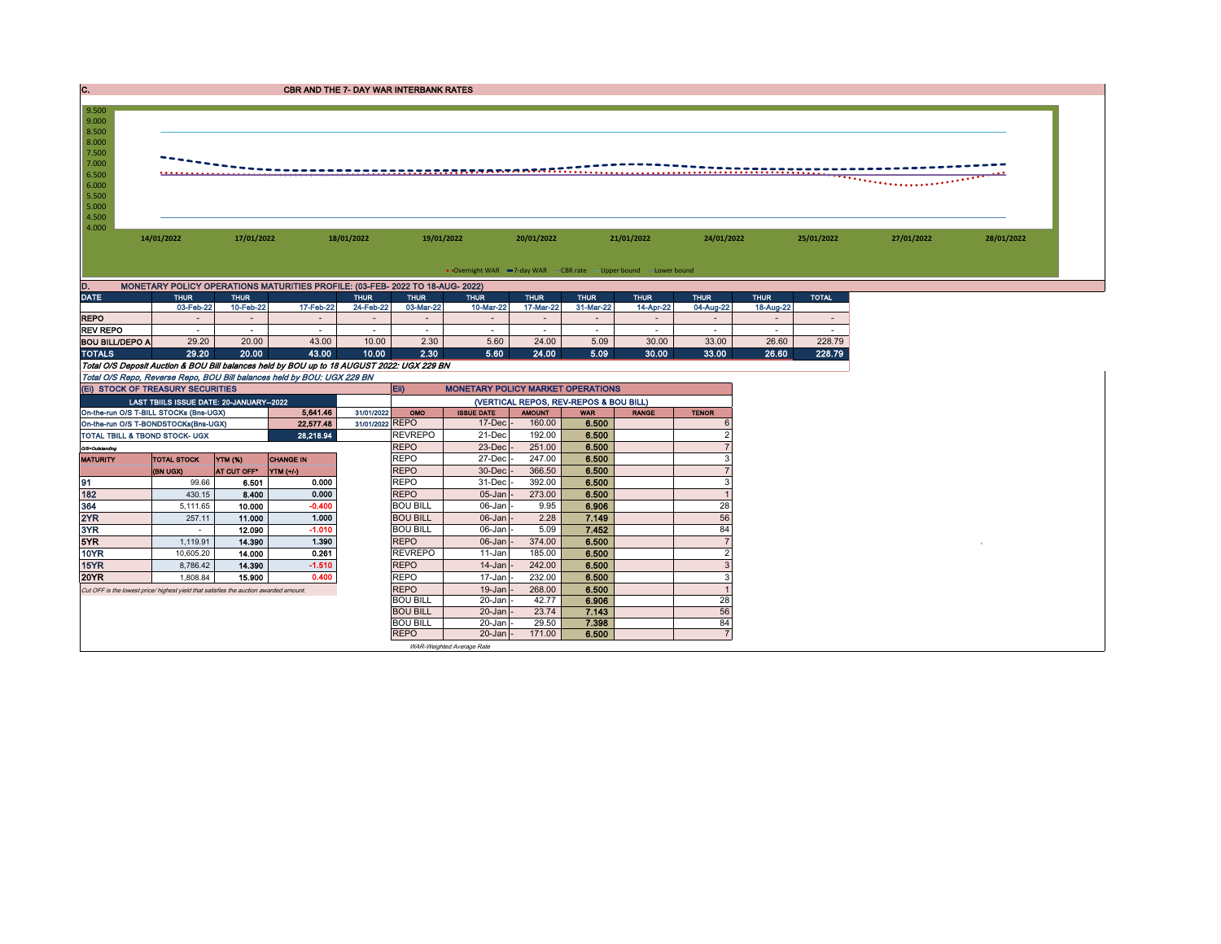## C. CBR AND THE 7- DAY WAR INTERBANK RATES

9.500
9.000
8.500
8.000
7.500
7.000
6.500
6.000
5.500
5.000
4.500
4.000

14/01/2022 17/01/2022 18/01/2022 19/01/2022 20/01/2022 21/01/2022 24/01/2022 25/01/2022 27/01/2022 28/01/2022

Overnight WAR  7-day WAR  CBR rate  Upper bound  Lower bound

## D. MONETARY POLICY OPERATIONS MATURITIES PROFILE: (03-FEB- 2022 TO 18-AUG- 2022)

| DATE | THUR 03-Feb-22 | THUR 10-Feb-22 | 17-Feb-22 | THUR 24-Feb-22 | THUR 03-Mar-22 | THUR 10-Mar-22 | THUR 17-Mar-22 | THUR 31-Mar-22 | THUR 14-Apr-22 | THUR 04-Aug-22 | THUR 18-Aug-22 | TOTAL |
|---|---|---|---|---|---|---|---|---|---|---|---|---|
| REPO | - | - | - | - | - | - | - | - | - | - | - | - |
| REV REPO | - | - | - | - | - | - | - | - | - | - | - | - |
| BOU BILL/DEPO A | 29.20 | 20.00 | 43.00 | 10.00 | 2.30 | 5.60 | 24.00 | 5.09 | 30.00 | 33.00 | 26.60 | 228.79 |
| TOTALS | 29.20 | 20.00 | 43.00 | 10.00 | 2.30 | 5.60 | 24.00 | 5.09 | 30.00 | 33.00 | 26.60 | 228.79 |

*Total O/S Deposit Auction & BOU Bill balances held by BOU up to 18 AUGUST 2022: UGX 229 BN*

*Total O/S Repo, Reverse Repo, BOU Bill balances held by BOU: UGX 229 BN*

### (Ei) STOCK OF TREASURY SECURITIES

| LAST TBIILS ISSUE DATE: 20-JANUARY--2022 | | |
|---|---|---|
| On-the-run O/S T-BILL STOCKs (Bns-UGX) | 5,641.46 | 31/01/2022 |
| On-the-run O/S T-BONDSTOCKs(Bns-UGX) | 22,577.48 | 31/01/2022 |
| TOTAL TBILL & TBOND STOCK- UGX | 28,218.94 | |

O/S=Outstanding

| MATURITY | TOTAL STOCK (BN UGX) | YTM (%) AT CUT OFF* | CHANGE IN YTM (+/-) |
|---|---|---|---|
| 91 | 99.66 | 6.501 | 0.000 |
| 182 | 430.15 | 8.400 | 0.000 |
| 364 | 5,111.65 | 10.000 | -0.400 |
| 2YR | 257.11 | 11.000 | 1.000 |
| 3YR | - | 12.090 | -1.010 |
| 5YR | 1,119.91 | 14.390 | 1.390 |
| 10YR | 10,605.20 | 14.000 | 0.261 |
| 15YR | 8,786.42 | 14.390 | -1.510 |
| 20YR | 1,808.84 | 15.900 | 0.400 |

*Cut OFF is the lowest price/ highest yield that satisfies the auction awarded amount.*

### Eii) MONETARY POLICY MARKET OPERATIONS

(VERTICAL REPOS, REV-REPOS & BOU BILL)

| OMO | ISSUE DATE | AMOUNT | WAR | RANGE | TENOR |
|---|---|---|---|---|---|
| REPO | 17-Dec | 160.00 | 6.500 | | 6 |
| REVREPO | 21-Dec | 192.00 | 6.500 | | 2 |
| REPO | 23-Dec | 251.00 | 6.500 | | 7 |
| REPO | 27-Dec | 247.00 | 6.500 | | 3 |
| REPO | 30-Dec | 366.50 | 6.500 | | 7 |
| REPO | 31-Dec | 392.00 | 6.500 | | 3 |
| REPO | 05-Jan | 273.00 | 6.500 | | 1 |
| BOU BILL | 06-Jan | 9.95 | 6.906 | | 28 |
| BOU BILL | 06-Jan | 2.28 | 7.149 | | 56 |
| BOU BILL | 06-Jan | 5.09 | 7.452 | | 84 |
| REPO | 06-Jan | 374.00 | 6.500 | | 7 |
| REVREPO | 11-Jan | 185.00 | 6.500 | | 2 |
| REPO | 14-Jan | 242.00 | 6.500 | | 3 |
| REPO | 17-Jan | 232.00 | 6.500 | | 3 |
| REPO | 19-Jan | 268.00 | 6.500 | | 1 |
| BOU BILL | 20-Jan | 42.77 | 6.906 | | 28 |
| BOU BILL | 20-Jan | 23.74 | 7.143 | | 56 |
| BOU BILL | 20-Jan | 29.50 | 7.398 | | 84 |
| REPO | 20-Jan | 171.00 | 6.500 | | 7 |

*WAR-Weighted Average Rate*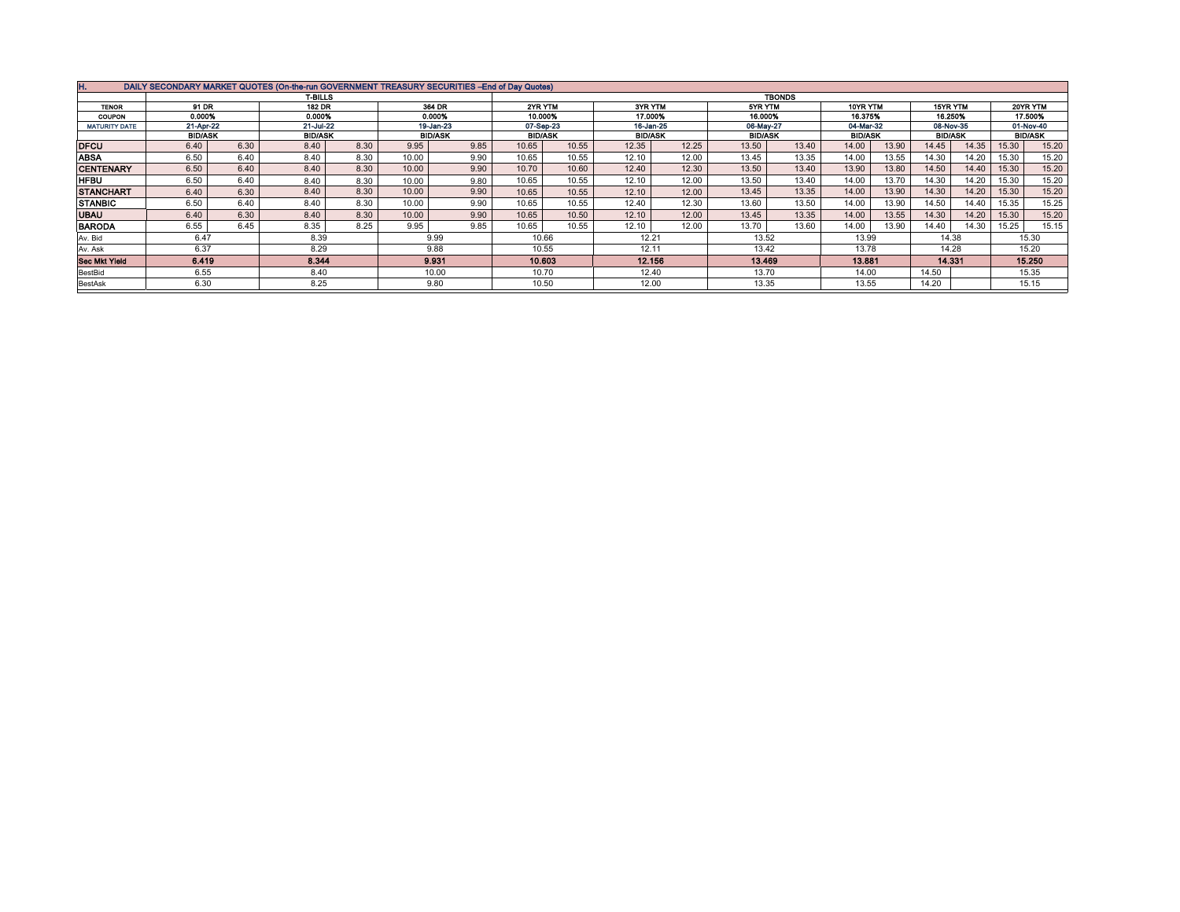## H. DAILY SECONDARY MARKET QUOTES (On-the-run GOVERNMENT TREASURY SECURITIES –End of Day Quotes)

| | T-BILLS | | | | | | TBONDS | | | | | | | | | | | |
|---|---|---|---|---|---|---|---|---|---|---|---|---|---|---|---|---|---|---|
| TENOR | 91 DR | | 182 DR | | 364 DR | | 2YR YTM | | 3YR YTM | | 5YR YTM | | 10YR YTM | | 15YR YTM | | 20YR YTM | |
| COUPON | 0.000% | | 0.000% | | 0.000% | | 10.000% | | 17.000% | | 16.000% | | 16.375% | | 16.250% | | 17.500% | |
| MATURITY DATE | 21-Apr-22 | | 21-Jul-22 | | 19-Jan-23 | | 07-Sep-23 | | 16-Jan-25 | | 06-May-27 | | 04-Mar-32 | | 08-Nov-35 | | 01-Nov-40 | |
| | BID/ASK | | BID/ASK | | BID/ASK | | BID/ASK | | BID/ASK | | BID/ASK | | BID/ASK | | BID/ASK | | BID/ASK | |
| DFCU | 6.40 | 6.30 | 8.40 | 8.30 | 9.95 | 9.85 | 10.65 | 10.55 | 12.35 | 12.25 | 13.50 | 13.40 | 14.00 | 13.90 | 14.45 | 14.35 | 15.30 | 15.20 |
| ABSA | 6.50 | 6.40 | 8.40 | 8.30 | 10.00 | 9.90 | 10.65 | 10.55 | 12.10 | 12.00 | 13.45 | 13.35 | 14.00 | 13.55 | 14.30 | 14.20 | 15.30 | 15.20 |
| CENTENARY | 6.50 | 6.40 | 8.40 | 8.30 | 10.00 | 9.90 | 10.70 | 10.60 | 12.40 | 12.30 | 13.50 | 13.40 | 13.90 | 13.80 | 14.50 | 14.40 | 15.30 | 15.20 |
| HFBU | 6.50 | 6.40 | 8.40 | 8.30 | 10.00 | 9.80 | 10.65 | 10.55 | 12.10 | 12.00 | 13.50 | 13.40 | 14.00 | 13.70 | 14.30 | 14.20 | 15.30 | 15.20 |
| STANCHART | 6.40 | 6.30 | 8.40 | 8.30 | 10.00 | 9.90 | 10.65 | 10.55 | 12.10 | 12.00 | 13.45 | 13.35 | 14.00 | 13.90 | 14.30 | 14.20 | 15.30 | 15.20 |
| STANBIC | 6.50 | 6.40 | 8.40 | 8.30 | 10.00 | 9.90 | 10.65 | 10.55 | 12.40 | 12.30 | 13.60 | 13.50 | 14.00 | 13.90 | 14.50 | 14.40 | 15.35 | 15.25 |
| UBAU | 6.40 | 6.30 | 8.40 | 8.30 | 10.00 | 9.90 | 10.65 | 10.50 | 12.10 | 12.00 | 13.45 | 13.35 | 14.00 | 13.55 | 14.30 | 14.20 | 15.30 | 15.20 |
| BARODA | 6.55 | 6.45 | 8.35 | 8.25 | 9.95 | 9.85 | 10.65 | 10.55 | 12.10 | 12.00 | 13.70 | 13.60 | 14.00 | 13.90 | 14.40 | 14.30 | 15.25 | 15.15 |
| Av. Bid | 6.47 | | 8.39 | | 9.99 | | 10.66 | | 12.21 | | 13.52 | | 13.99 | | 14.38 | | 15.30 | |
| Av. Ask | 6.37 | | 8.29 | | 9.88 | | 10.55 | | 12.11 | | 13.42 | | 13.78 | | 14.28 | | 15.20 | |
| **Sec Mkt Yield** | **6.419** | | **8.344** | | **9.931** | | **10.603** | | **12.156** | | **13.469** | | **13.881** | | **14.331** | | **15.250** | |
| BestBid | 6.55 | | 8.40 | | 10.00 | | 10.70 | | 12.40 | | 13.70 | | 14.00 | | 14.50 | | 15.35 | |
| BestAsk | 6.30 | | 8.25 | | 9.80 | | 10.50 | | 12.00 | | 13.35 | | 13.55 | | 14.20 | | 15.15 | |